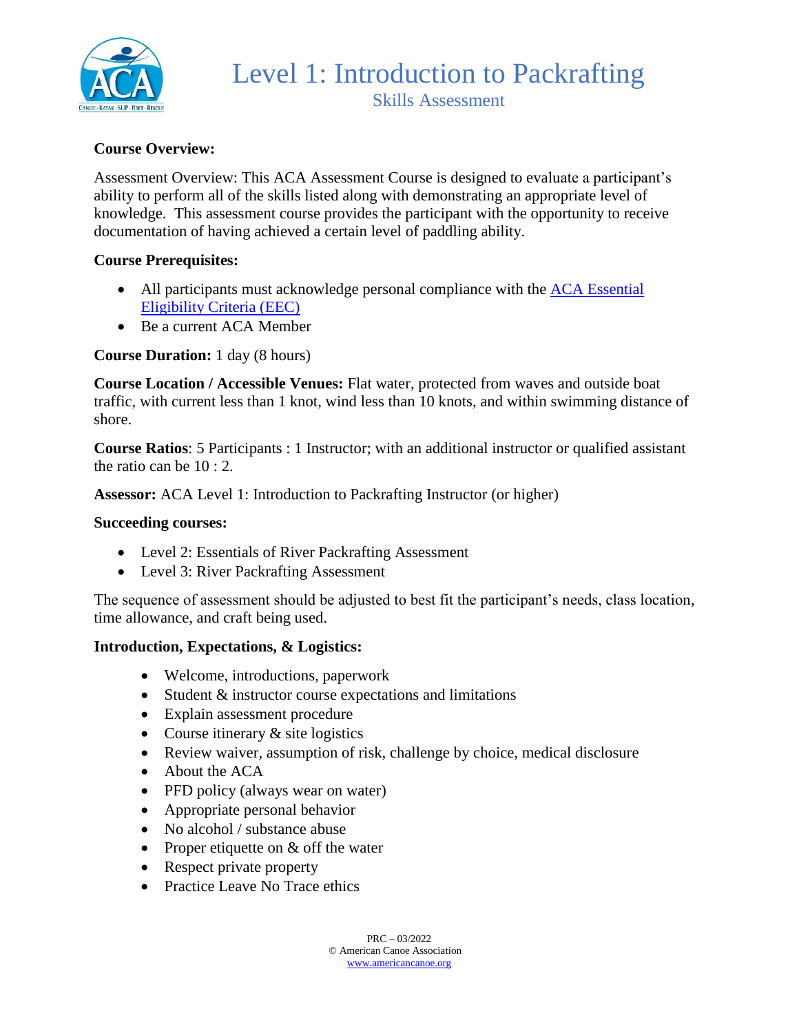# Level 1: Introduction to Packrafting

## Skills Assessment

**Course Overview:**

Assessment Overview: This ACA Assessment Course is designed to evaluate a participant's ability to perform all of the skills listed along with demonstrating an appropriate level of knowledge. This assessment course provides the participant with the opportunity to receive documentation of having achieved a certain level of paddling ability.

**Course Prerequisites:**

- All participants must acknowledge personal compliance with the ACA Essential Eligibility Criteria (EEC)
- Be a current ACA Member

**Course Duration:** 1 day (8 hours)

**Course Location / Accessible Venues:** Flat water, protected from waves and outside boat traffic, with current less than 1 knot, wind less than 10 knots, and within swimming distance of shore.

**Course Ratios**: 5 Participants : 1 Instructor; with an additional instructor or qualified assistant the ratio can be 10 : 2.

**Assessor:** ACA Level 1: Introduction to Packrafting Instructor (or higher)

**Succeeding courses:**

- Level 2: Essentials of River Packrafting Assessment
- Level 3: River Packrafting Assessment

The sequence of assessment should be adjusted to best fit the participant's needs, class location, time allowance, and craft being used.

**Introduction, Expectations, & Logistics:**

- Welcome, introductions, paperwork
- Student & instructor course expectations and limitations
- Explain assessment procedure
- Course itinerary & site logistics
- Review waiver, assumption of risk, challenge by choice, medical disclosure
- About the ACA
- PFD policy (always wear on water)
- Appropriate personal behavior
- No alcohol / substance abuse
- Proper etiquette on & off the water
- Respect private property
- Practice Leave No Trace ethics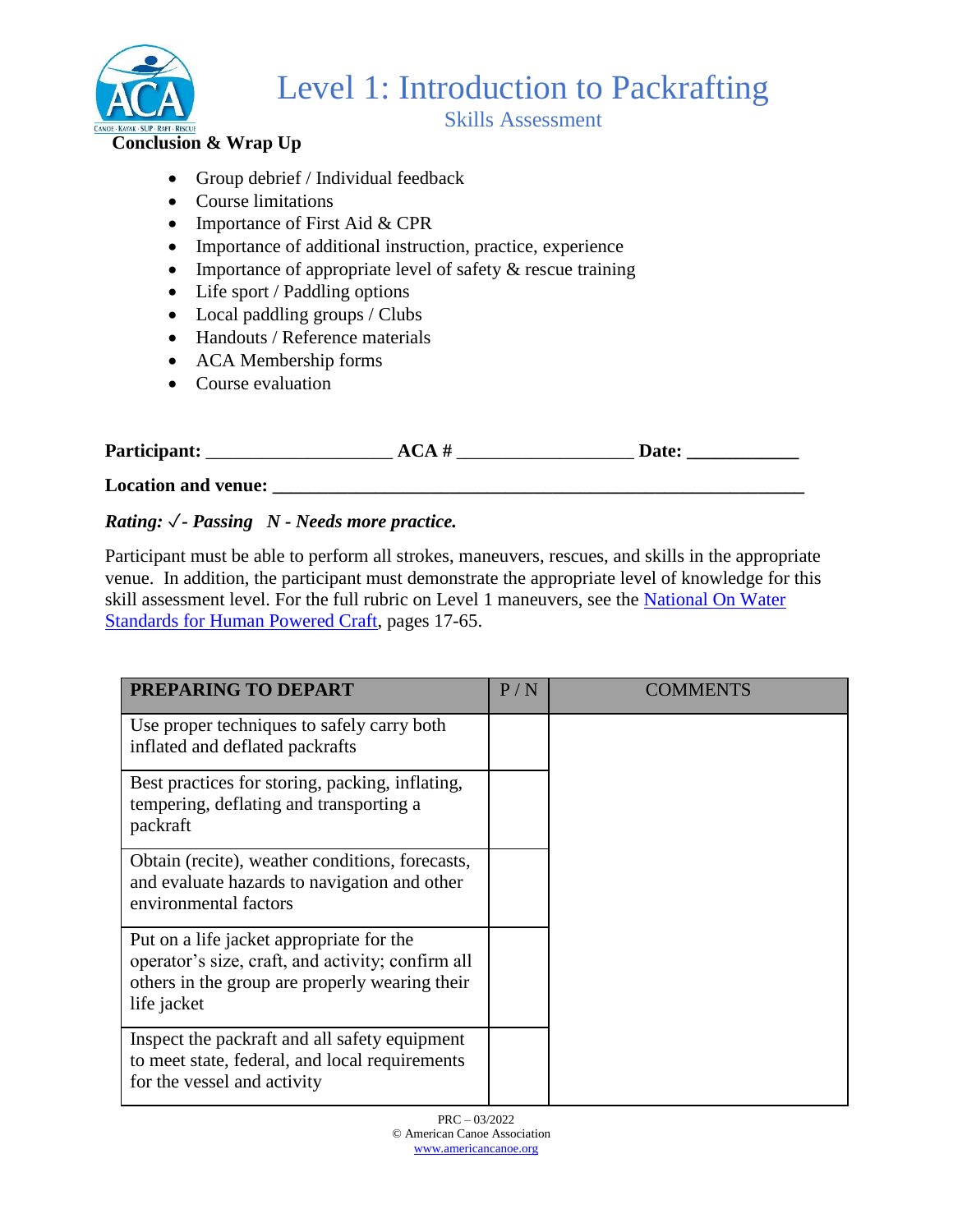**Conclusion & Wrap Up**

- Group debrief / Individual feedback
- Course limitations
- Importance of First Aid & CPR
- Importance of additional instruction, practice, experience
- Importance of appropriate level of safety & rescue training
- Life sport / Paddling options
- Local paddling groups / Clubs
- Handouts / Reference materials
- ACA Membership forms
- Course evaluation

**Participant:** ____________________ **ACA #** ___________________ **Date:** ____________

**Location and venue:** __________________________________________________________

***Rating: ✓- Passing N - Needs more practice.***

Participant must be able to perform all strokes, maneuvers, rescues, and skills in the appropriate venue. In addition, the participant must demonstrate the appropriate level of knowledge for this skill assessment level. For the full rubric on Level 1 maneuvers, see the National On Water Standards for Human Powered Craft, pages 17-65.

| **PREPARING TO DEPART** | P / N | COMMENTS |
|---|---|---|
| Use proper techniques to safely carry both inflated and deflated packrafts | | |
| Best practices for storing, packing, inflating, tempering, deflating and transporting a packraft | | |
| Obtain (recite), weather conditions, forecasts, and evaluate hazards to navigation and other environmental factors | | |
| Put on a life jacket appropriate for the operator's size, craft, and activity; confirm all others in the group are properly wearing their life jacket | | |
| Inspect the packraft and all safety equipment to meet state, federal, and local requirements for the vessel and activity | | |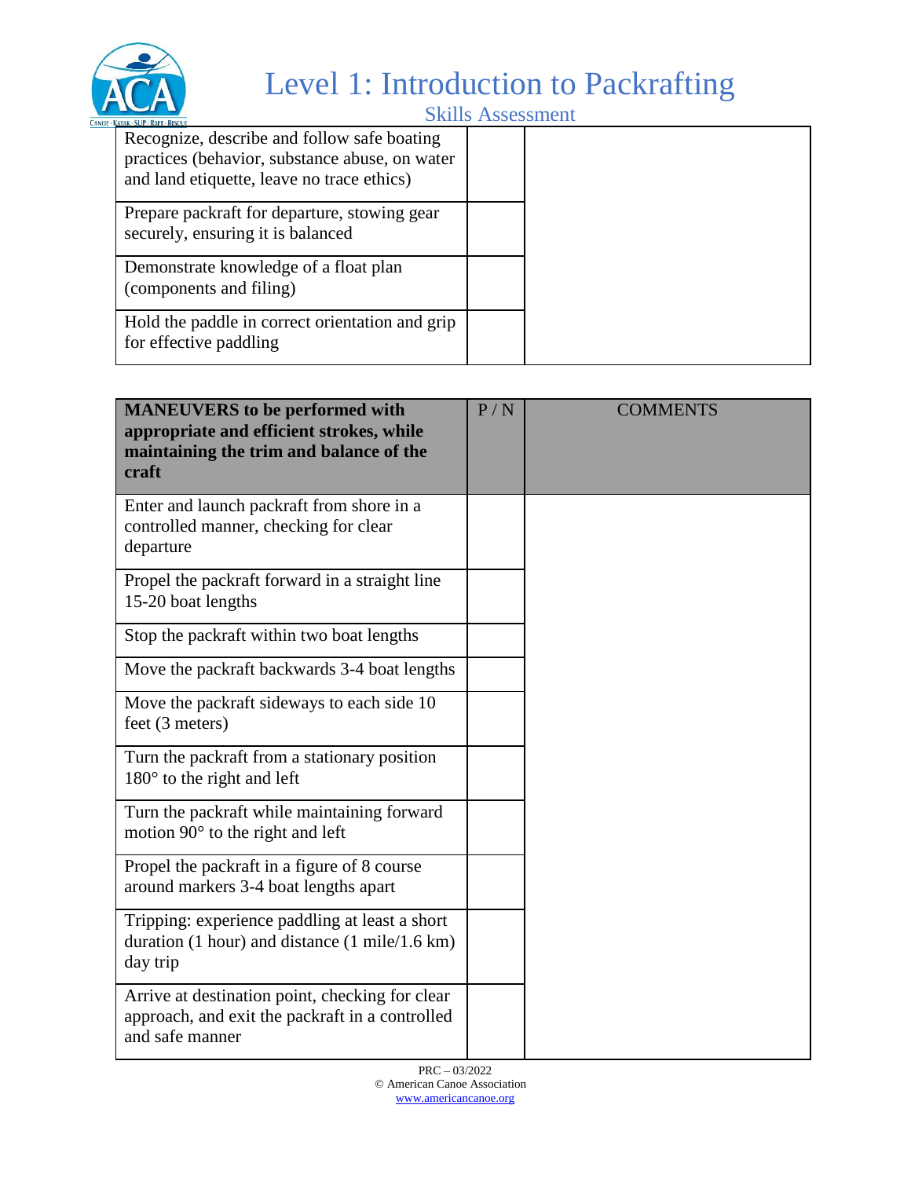# Level 1: Introduction to Packrafting

## Skills Assessment

| | | |
|---|---|---|
| Recognize, describe and follow safe boating practices (behavior, substance abuse, on water and land etiquette, leave no trace ethics) | | |
| Prepare packraft for departure, stowing gear securely, ensuring it is balanced | | |
| Demonstrate knowledge of a float plan (components and filing) | | |
| Hold the paddle in correct orientation and grip for effective paddling | | |

| **MANEUVERS to be performed with appropriate and efficient strokes, while maintaining the trim and balance of the craft** | P / N | COMMENTS |
|---|---|---|
| Enter and launch packraft from shore in a controlled manner, checking for clear departure | | |
| Propel the packraft forward in a straight line 15-20 boat lengths | | |
| Stop the packraft within two boat lengths | | |
| Move the packraft backwards 3-4 boat lengths | | |
| Move the packraft sideways to each side 10 feet (3 meters) | | |
| Turn the packraft from a stationary position 180° to the right and left | | |
| Turn the packraft while maintaining forward motion 90° to the right and left | | |
| Propel the packraft in a figure of 8 course around markers 3-4 boat lengths apart | | |
| Tripping: experience paddling at least a short duration (1 hour) and distance (1 mile/1.6 km) day trip | | |
| Arrive at destination point, checking for clear approach, and exit the packraft in a controlled and safe manner | | |

PRC – 03/2022
© American Canoe Association
www.americancanoe.org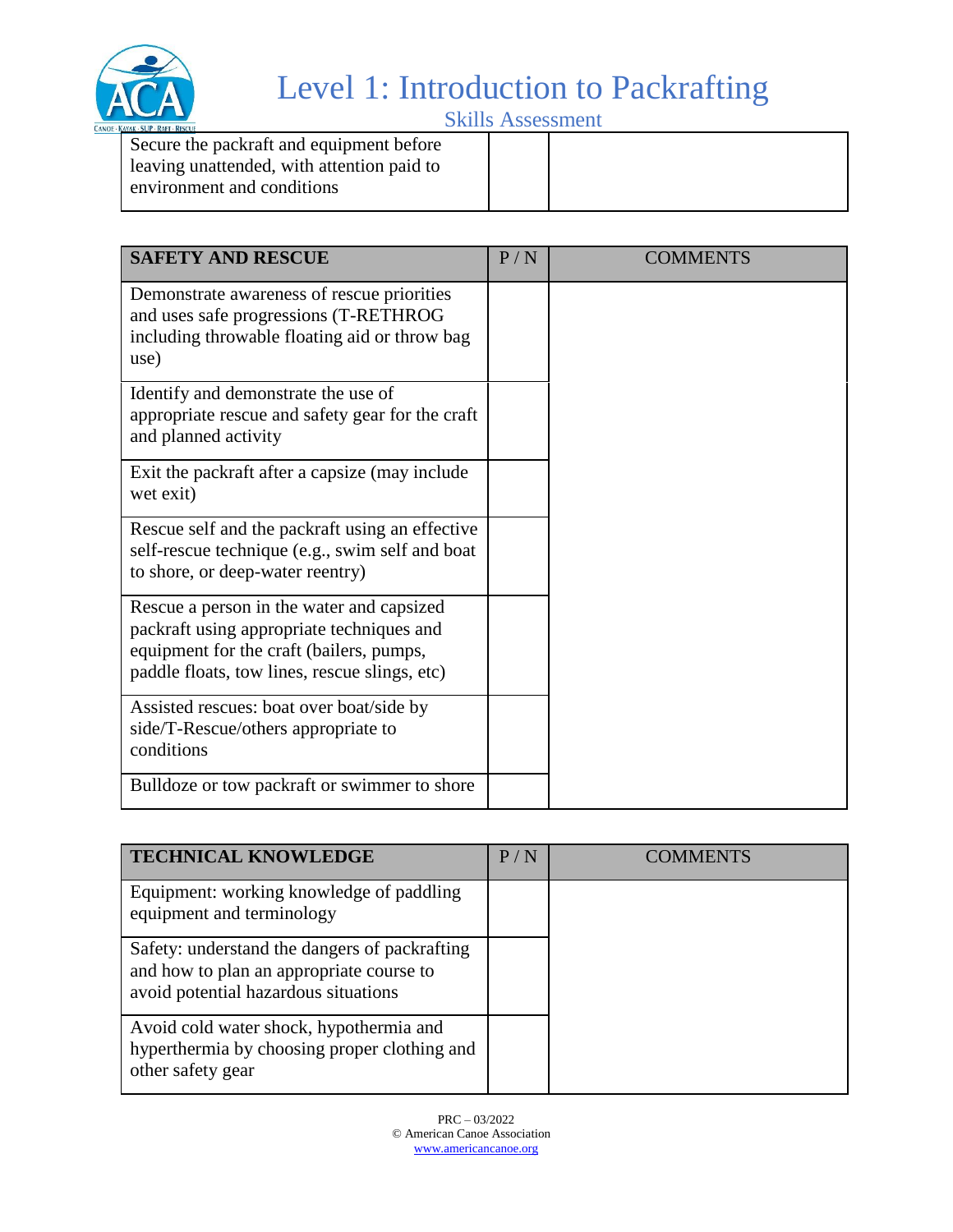| Secure the packraft and equipment before leaving unattended, with attention paid to environment and conditions | | |
|---|---|---|

| SAFETY AND RESCUE | P / N | COMMENTS |
|---|---|---|
| Demonstrate awareness of rescue priorities and uses safe progressions (T-RETHROG including throwable floating aid or throw bag use) | | |
| Identify and demonstrate the use of appropriate rescue and safety gear for the craft and planned activity | | |
| Exit the packraft after a capsize (may include wet exit) | | |
| Rescue self and the packraft using an effective self-rescue technique (e.g., swim self and boat to shore, or deep-water reentry) | | |
| Rescue a person in the water and capsized packraft using appropriate techniques and equipment for the craft (bailers, pumps, paddle floats, tow lines, rescue slings, etc) | | |
| Assisted rescues: boat over boat/side by side/T-Rescue/others appropriate to conditions | | |
| Bulldoze or tow packraft or swimmer to shore | | |

| TECHNICAL KNOWLEDGE | P / N | COMMENTS |
|---|---|---|
| Equipment: working knowledge of paddling equipment and terminology | | |
| Safety: understand the dangers of packrafting and how to plan an appropriate course to avoid potential hazardous situations | | |
| Avoid cold water shock, hypothermia and hyperthermia by choosing proper clothing and other safety gear | | |

PRC – 03/2022
© American Canoe Association
www.americancanoe.org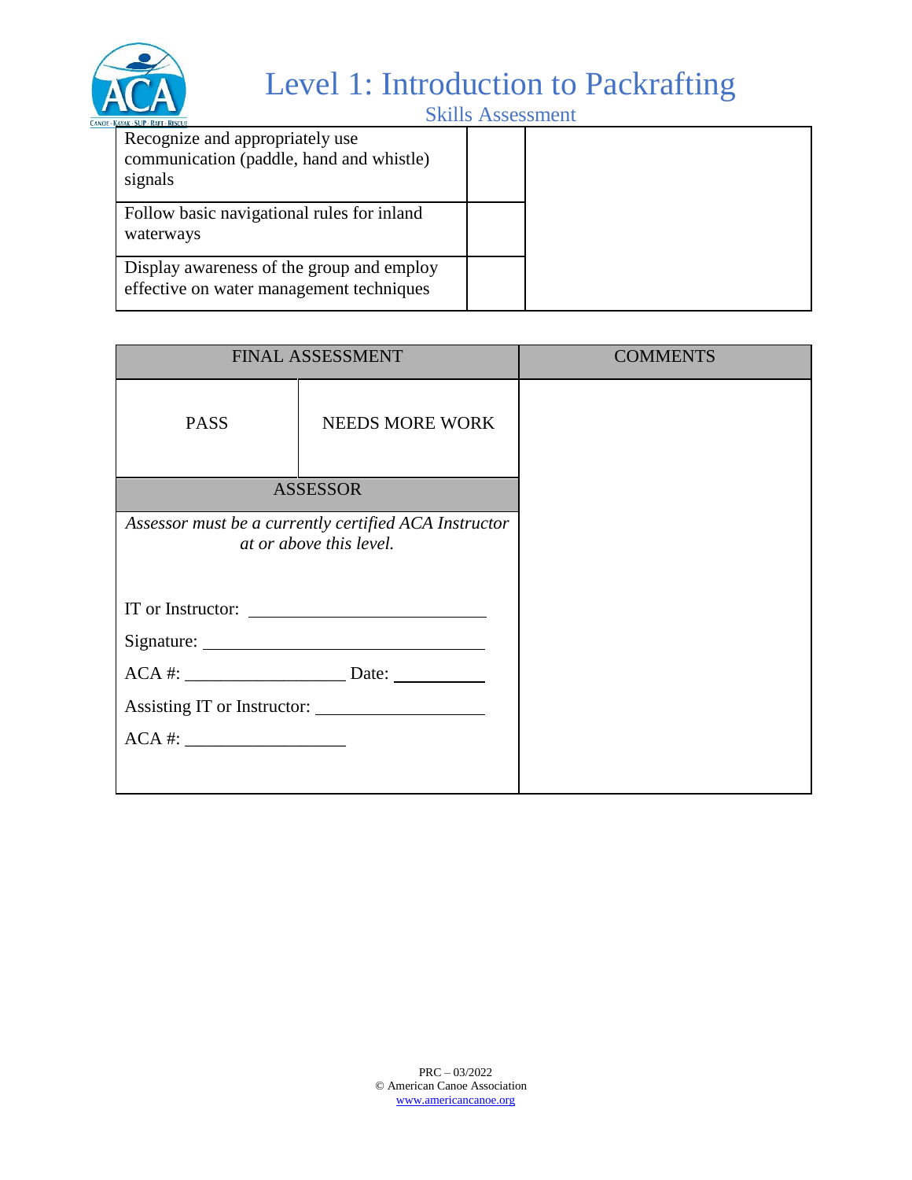# Level 1: Introduction to Packrafting

## Skills Assessment

| | | |
|---|---|---|
| Recognize and appropriately use communication (paddle, hand and whistle) signals | | |
| Follow basic navigational rules for inland waterways | | |
| Display awareness of the group and employ effective on water management techniques | | |

| FINAL ASSESSMENT | | COMMENTS |
|---|---|---|
| PASS | NEEDS MORE WORK | |
| ASSESSOR | | |
| *Assessor must be a currently certified ACA Instructor at or above this level.*<br><br>IT or Instructor: ______________________<br>Signature: ______________________<br>ACA #: ______________ Date: ________<br>Assisting IT or Instructor: ______________<br>ACA #: ______________ | | |

PRC – 03/2022
© American Canoe Association
www.americancanoe.org